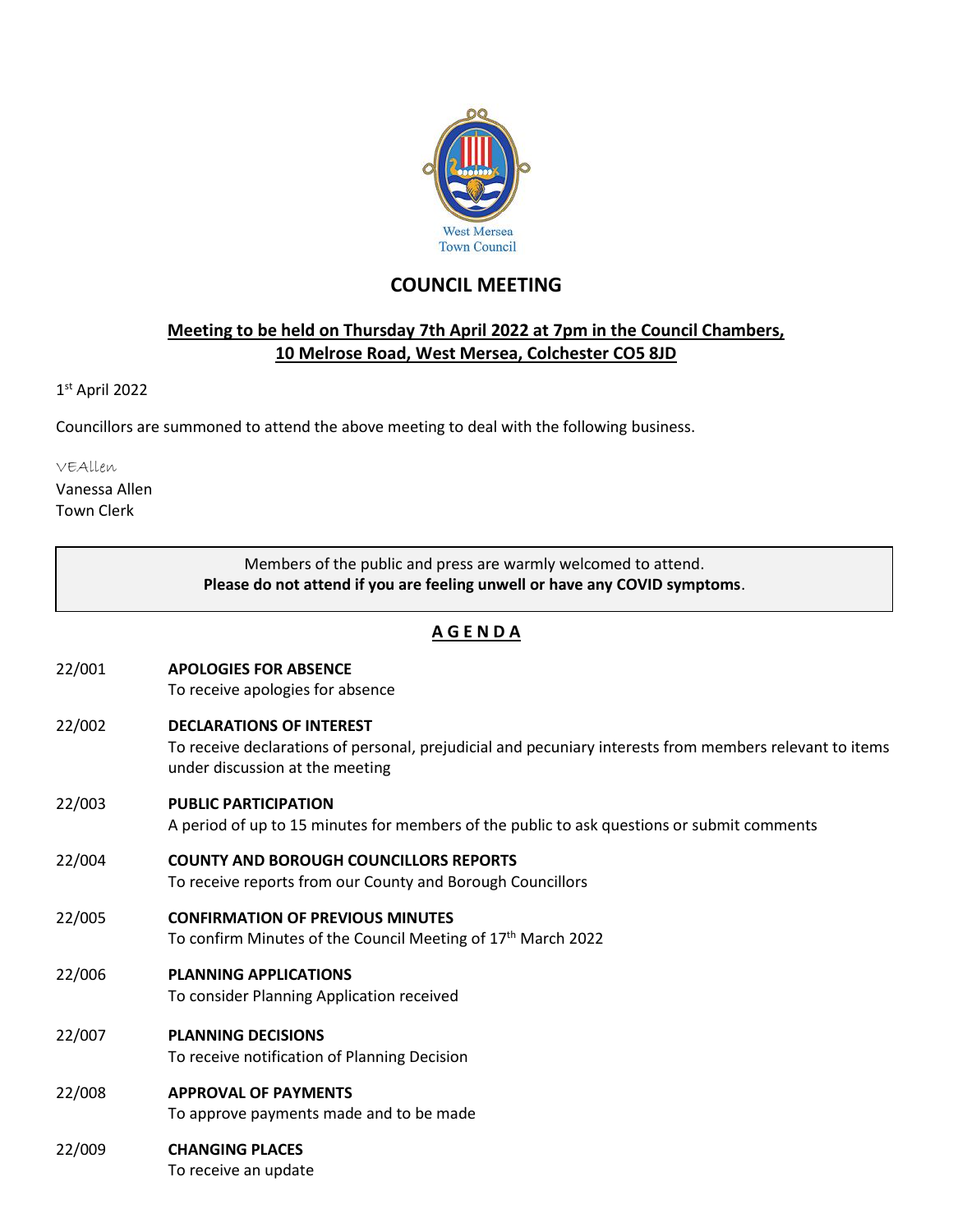West Mersea
Town Council

# COUNCIL MEETING

**Meeting to be held on Thursday 7th April 2022 at 7pm in the Council Chambers, 10 Melrose Road, West Mersea, Colchester CO5 8JD**

1st April 2022

Councillors are summoned to attend the above meeting to deal with the following business.

VEAllen
Vanessa Allen
Town Clerk

> Members of the public and press are warmly welcomed to attend.
> **Please do not attend if you are feeling unwell or have any COVID symptoms**.

## A G E N D A

22/001 **APOLOGIES FOR ABSENCE**
To receive apologies for absence

22/002 **DECLARATIONS OF INTEREST**
To receive declarations of personal, prejudicial and pecuniary interests from members relevant to items under discussion at the meeting

22/003 **PUBLIC PARTICIPATION**
A period of up to 15 minutes for members of the public to ask questions or submit comments

22/004 **COUNTY AND BOROUGH COUNCILLORS REPORTS**
To receive reports from our County and Borough Councillors

22/005 **CONFIRMATION OF PREVIOUS MINUTES**
To confirm Minutes of the Council Meeting of 17th March 2022

22/006 **PLANNING APPLICATIONS**
To consider Planning Application received

22/007 **PLANNING DECISIONS**
To receive notification of Planning Decision

22/008 **APPROVAL OF PAYMENTS**
To approve payments made and to be made

22/009 **CHANGING PLACES**
To receive an update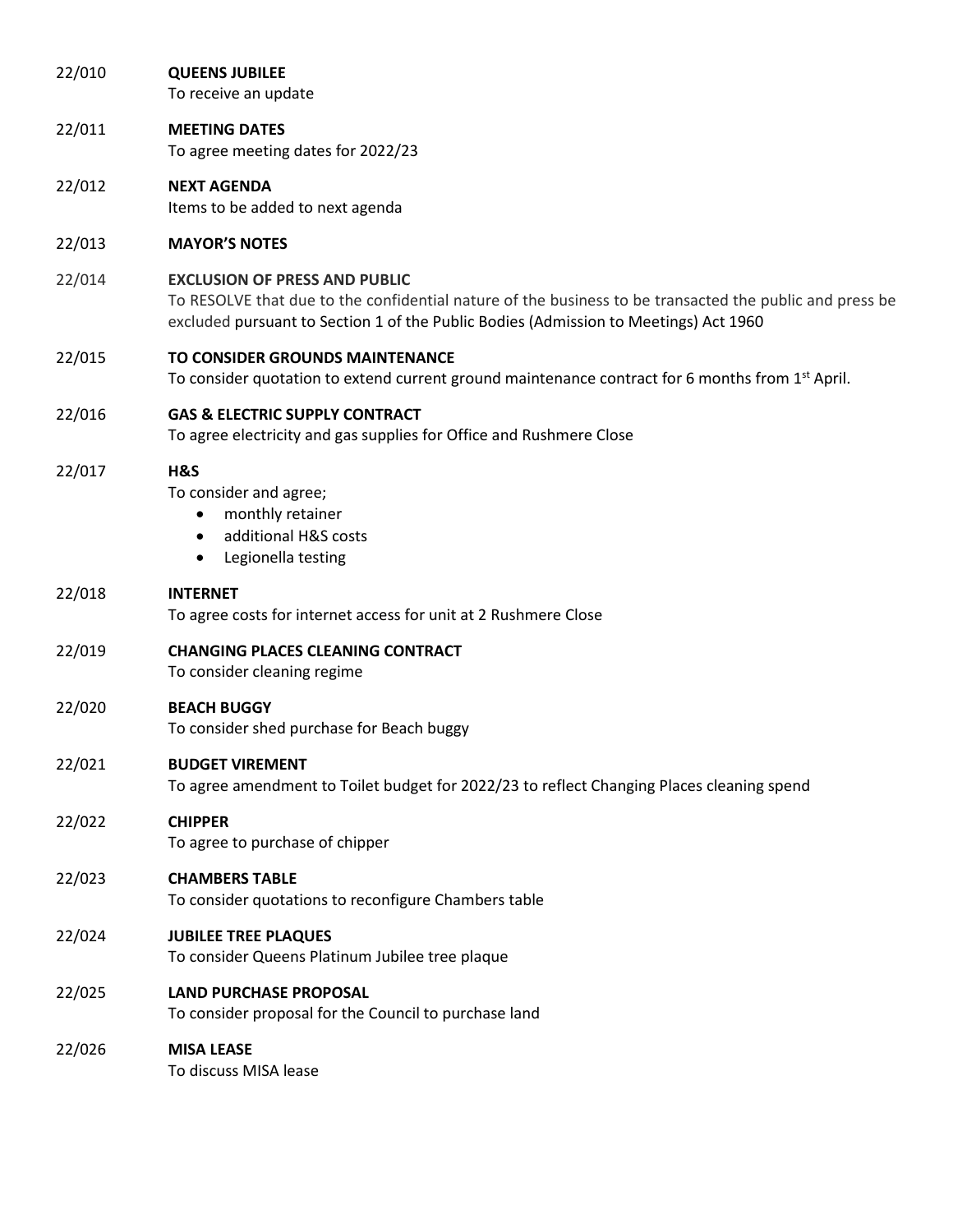22/010 **QUEENS JUBILEE**
To receive an update

22/011 **MEETING DATES**
To agree meeting dates for 2022/23

22/012 **NEXT AGENDA**
Items to be added to next agenda

22/013 **MAYOR'S NOTES**

22/014 **EXCLUSION OF PRESS AND PUBLIC**
To RESOLVE that due to the confidential nature of the business to be transacted the public and press be excluded pursuant to Section 1 of the Public Bodies (Admission to Meetings) Act 1960

22/015 **TO CONSIDER GROUNDS MAINTENANCE**
To consider quotation to extend current ground maintenance contract for 6 months from 1st April.

22/016 **GAS & ELECTRIC SUPPLY CONTRACT**
To agree electricity and gas supplies for Office and Rushmere Close

22/017 **H&S**
To consider and agree;

- monthly retainer
- additional H&S costs
- Legionella testing

22/018 **INTERNET**
To agree costs for internet access for unit at 2 Rushmere Close

22/019 **CHANGING PLACES CLEANING CONTRACT**
To consider cleaning regime

22/020 **BEACH BUGGY**
To consider shed purchase for Beach buggy

22/021 **BUDGET VIREMENT**
To agree amendment to Toilet budget for 2022/23 to reflect Changing Places cleaning spend

22/022 **CHIPPER**
To agree to purchase of chipper

22/023 **CHAMBERS TABLE**
To consider quotations to reconfigure Chambers table

22/024 **JUBILEE TREE PLAQUES**
To consider Queens Platinum Jubilee tree plaque

22/025 **LAND PURCHASE PROPOSAL**
To consider proposal for the Council to purchase land

22/026 **MISA LEASE**
To discuss MISA lease